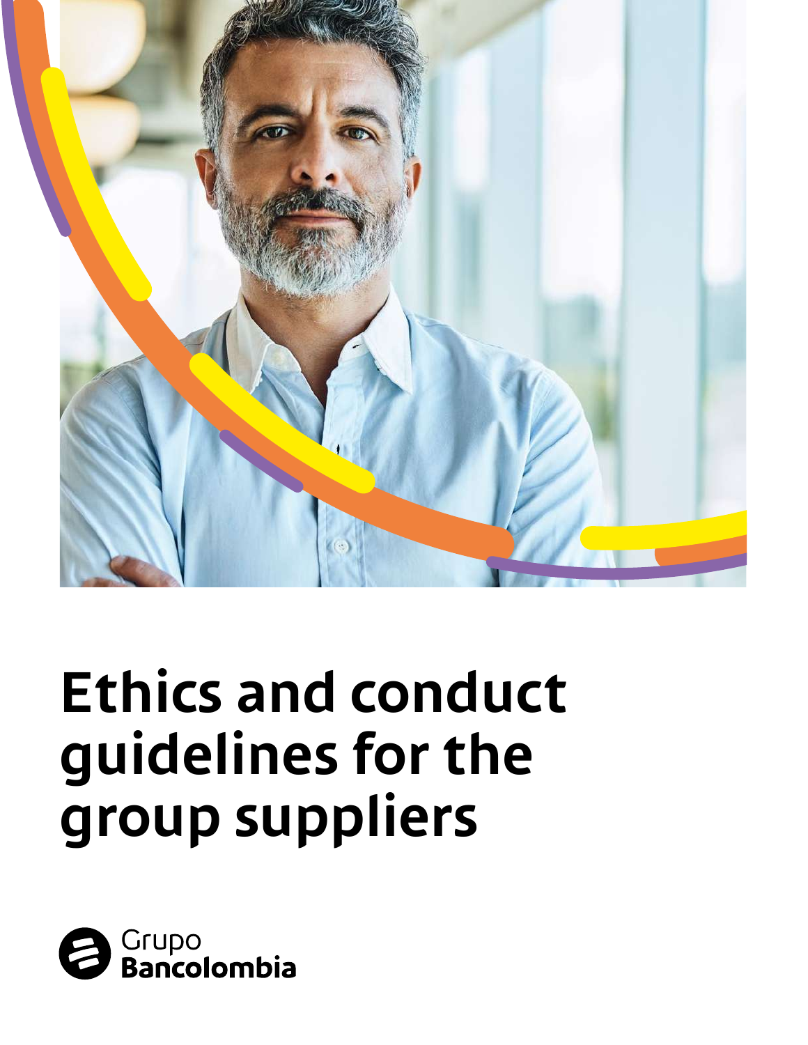# Ethics and conduct guidelines for the group suppliers

Grupo Bancolombia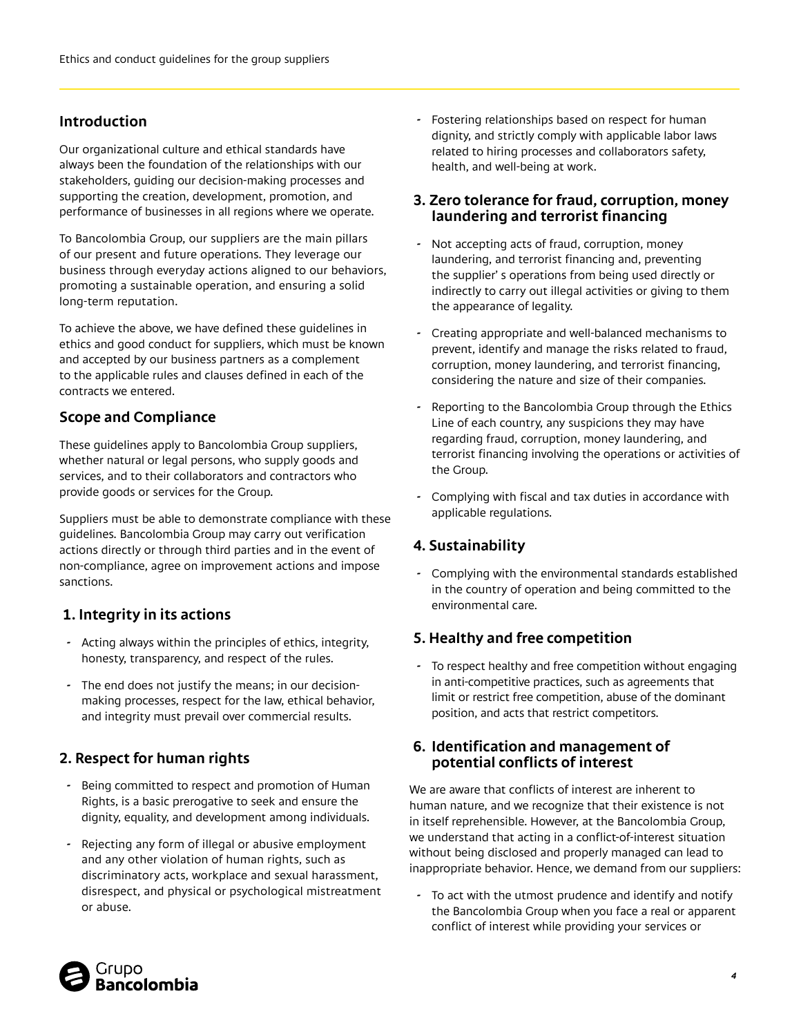## Introduction

Our organizational culture and ethical standards have always been the foundation of the relationships with our stakeholders, guiding our decision-making processes and supporting the creation, development, promotion, and performance of businesses in all regions where we operate.

To Bancolombia Group, our suppliers are the main pillars of our present and future operations. They leverage our business through everyday actions aligned to our behaviors, promoting a sustainable operation, and ensuring a solid long-term reputation.

To achieve the above, we have defined these guidelines in ethics and good conduct for suppliers, which must be known and accepted by our business partners as a complement to the applicable rules and clauses defined in each of the contracts we entered.

## Scope and Compliance

These guidelines apply to Bancolombia Group suppliers, whether natural or legal persons, who supply goods and services, and to their collaborators and contractors who provide goods or services for the Group.

Suppliers must be able to demonstrate compliance with these guidelines. Bancolombia Group may carry out verification actions directly or through third parties and in the event of non-compliance, agree on improvement actions and impose sanctions.

## 1. Integrity in its actions

- Acting always within the principles of ethics, integrity, honesty, transparency, and respect of the rules.
- The end does not justify the means; in our decision-making processes, respect for the law, ethical behavior, and integrity must prevail over commercial results.

## 2. Respect for human rights

- Being committed to respect and promotion of Human Rights, is a basic prerogative to seek and ensure the dignity, equality, and development among individuals.
- Rejecting any form of illegal or abusive employment and any other violation of human rights, such as discriminatory acts, workplace and sexual harassment, disrespect, and physical or psychological mistreatment or abuse.
- Fostering relationships based on respect for human dignity, and strictly comply with applicable labor laws related to hiring processes and collaborators safety, health, and well-being at work.

## 3. Zero tolerance for fraud, corruption, money laundering and terrorist financing

- Not accepting acts of fraud, corruption, money laundering, and terrorist financing and, preventing the supplier' s operations from being used directly or indirectly to carry out illegal activities or giving to them the appearance of legality.
- Creating appropriate and well-balanced mechanisms to prevent, identify and manage the risks related to fraud, corruption, money laundering, and terrorist financing, considering the nature and size of their companies.
- Reporting to the Bancolombia Group through the Ethics Line of each country, any suspicions they may have regarding fraud, corruption, money laundering, and terrorist financing involving the operations or activities of the Group.
- Complying with fiscal and tax duties in accordance with applicable regulations.

## 4. Sustainability

- Complying with the environmental standards established in the country of operation and being committed to the environmental care.

## 5. Healthy and free competition

- To respect healthy and free competition without engaging in anti-competitive practices, such as agreements that limit or restrict free competition, abuse of the dominant position, and acts that restrict competitors.

## 6. Identification and management of potential conflicts of interest

We are aware that conflicts of interest are inherent to human nature, and we recognize that their existence is not in itself reprehensible. However, at the Bancolombia Group, we understand that acting in a conflict-of-interest situation without being disclosed and properly managed can lead to inappropriate behavior. Hence, we demand from our suppliers:

- To act with the utmost prudence and identify and notify the Bancolombia Group when you face a real or apparent conflict of interest while providing your services or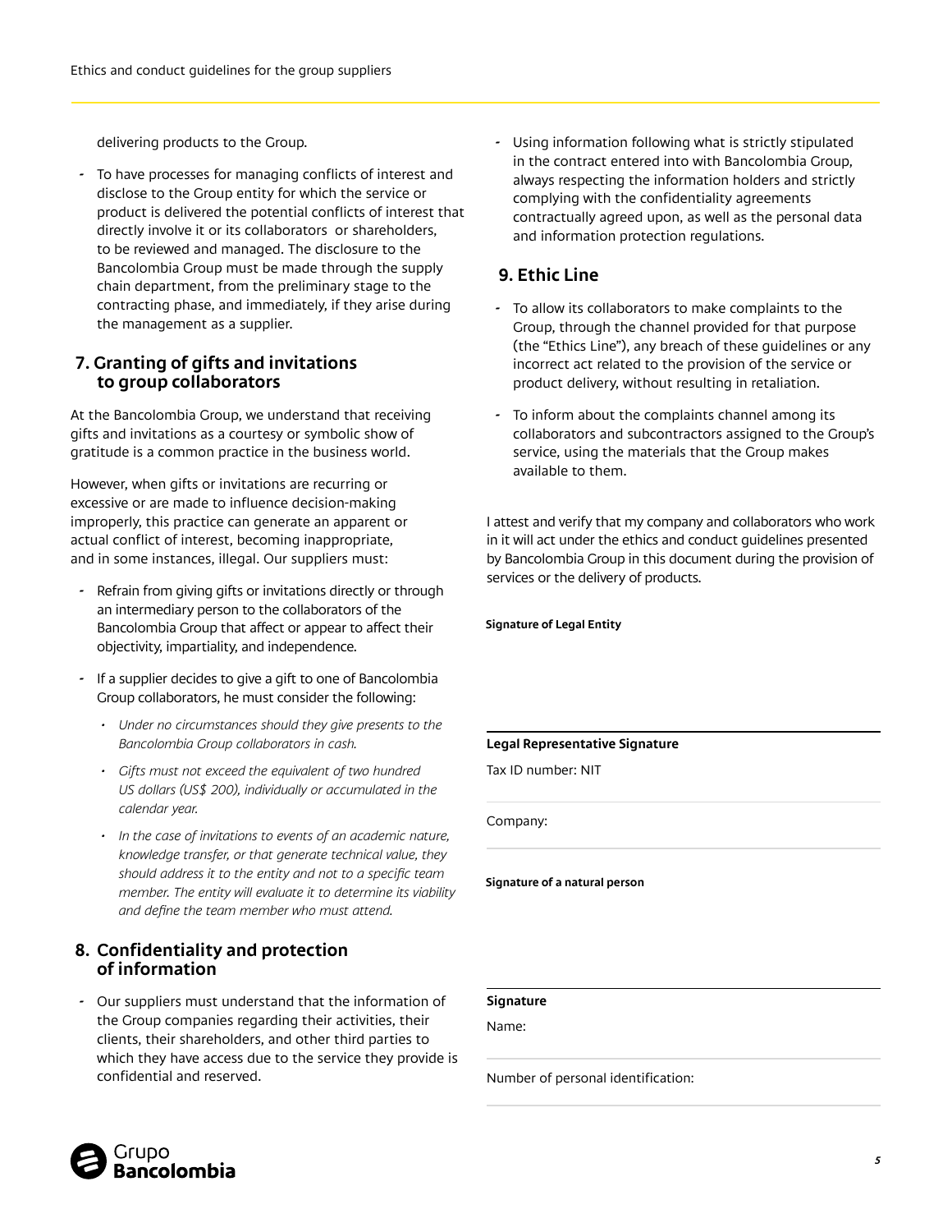delivering products to the Group.

- To have processes for managing conflicts of interest and disclose to the Group entity for which the service or product is delivered the potential conflicts of interest that directly involve it or its collaborators or shareholders, to be reviewed and managed. The disclosure to the Bancolombia Group must be made through the supply chain department, from the preliminary stage to the contracting phase, and immediately, if they arise during the management as a supplier.

## 7. Granting of gifts and invitations to group collaborators

At the Bancolombia Group, we understand that receiving gifts and invitations as a courtesy or symbolic show of gratitude is a common practice in the business world.

However, when gifts or invitations are recurring or excessive or are made to influence decision-making improperly, this practice can generate an apparent or actual conflict of interest, becoming inappropriate, and in some instances, illegal. Our suppliers must:

- Refrain from giving gifts or invitations directly or through an intermediary person to the collaborators of the Bancolombia Group that affect or appear to affect their objectivity, impartiality, and independence.
- If a supplier decides to give a gift to one of Bancolombia Group collaborators, he must consider the following:
  - *Under no circumstances should they give presents to the Bancolombia Group collaborators in cash.*
  - *Gifts must not exceed the equivalent of two hundred US dollars (US$ 200), individually or accumulated in the calendar year.*
  - *In the case of invitations to events of an academic nature, knowledge transfer, or that generate technical value, they should address it to the entity and not to a specific team member. The entity will evaluate it to determine its viability and define the team member who must attend.*

## 8. Confidentiality and protection of information

- Our suppliers must understand that the information of the Group companies regarding their activities, their clients, their shareholders, and other third parties to which they have access due to the service they provide is confidential and reserved.
- Using information following what is strictly stipulated in the contract entered into with Bancolombia Group, always respecting the information holders and strictly complying with the confidentiality agreements contractually agreed upon, as well as the personal data and information protection regulations.

## 9. Ethic Line

- To allow its collaborators to make complaints to the Group, through the channel provided for that purpose (the "Ethics Line"), any breach of these guidelines or any incorrect act related to the provision of the service or product delivery, without resulting in retaliation.
- To inform about the complaints channel among its collaborators and subcontractors assigned to the Group's service, using the materials that the Group makes available to them.

I attest and verify that my company and collaborators who work in it will act under the ethics and conduct guidelines presented by Bancolombia Group in this document during the provision of services or the delivery of products.

**Signature of Legal Entity**

**Legal Representative Signature**

Tax ID number: NIT

Company:

**Signature of a natural person**

**Signature**

Name:

Number of personal identification: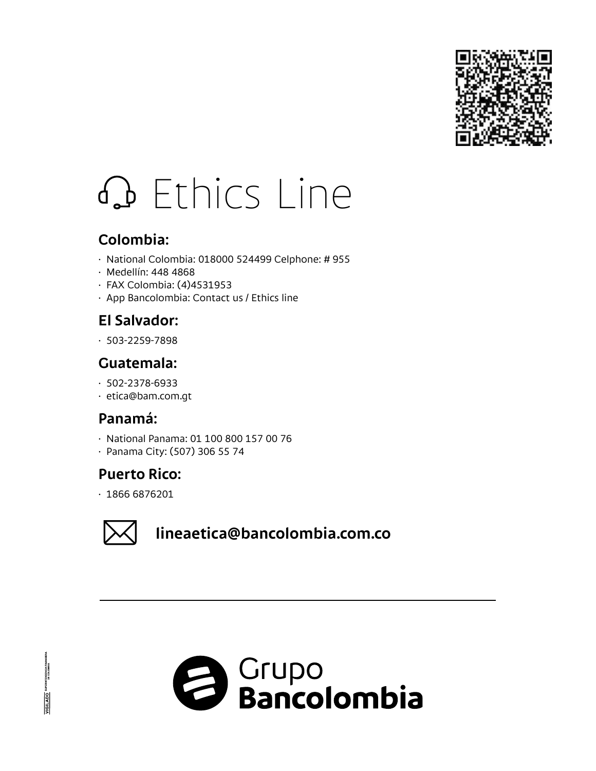# Ethics Line

## Colombia:

- National Colombia: 018000 524499 Celphone: # 955
- Medellín: 448 4868
- FAX Colombia: (4)4531953
- App Bancolombia: Contact us / Ethics line

## El Salvador:

- 503-2259-7898

## Guatemala:

- 502-2378-6933
- etica@bam.com.gt

## Panamá:

- National Panama: 01 100 800 157 00 76
- Panama City: (507) 306 55 74

## Puerto Rico:

- 1866 6876201

**lineaetica@bancolombia.com.co**

---

Grupo **Bancolombia**

VIGILADO SUPERINTENDENCIA FINANCIERA DE COLOMBIA